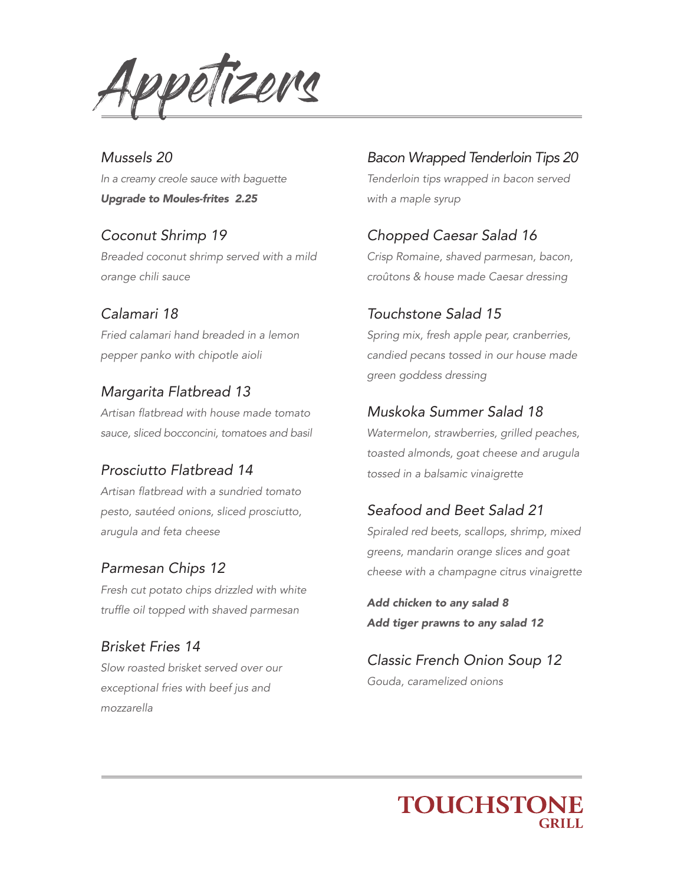# Appetizers

### *Mussels 20*

*In a creamy creole sauce with baguette*

***Upgrade to Moules-frites 2.25***

### *Coconut Shrimp 19*

*Breaded coconut shrimp served with a mild orange chili sauce*

### *Calamari 18*

*Fried calamari hand breaded in a lemon pepper panko with chipotle aioli*

### *Margarita Flatbread 13*

*Artisan flatbread with house made tomato sauce, sliced bocconcini, tomatoes and basil*

### *Prosciutto Flatbread 14*

*Artisan flatbread with a sundried tomato pesto, sautéed onions, sliced prosciutto, arugula and feta cheese*

### *Parmesan Chips 12*

*Fresh cut potato chips drizzled with white truffle oil topped with shaved parmesan*

### *Brisket Fries 14*

*Slow roasted brisket served over our exceptional fries with beef jus and mozzarella*

### *Bacon Wrapped Tenderloin Tips 20*

*Tenderloin tips wrapped in bacon served with a maple syrup*

### *Chopped Caesar Salad 16*

*Crisp Romaine, shaved parmesan, bacon, croûtons & house made Caesar dressing*

### *Touchstone Salad 15*

*Spring mix, fresh apple pear, cranberries, candied pecans tossed in our house made green goddess dressing*

### *Muskoka Summer Salad 18*

*Watermelon, strawberries, grilled peaches, toasted almonds, goat cheese and arugula tossed in a balsamic vinaigrette*

### *Seafood and Beet Salad 21*

*Spiraled red beets, scallops, shrimp, mixed greens, mandarin orange slices and goat cheese with a champagne citrus vinaigrette*

***Add chicken to any salad 8***

***Add tiger prawns to any salad 12***

### *Classic French Onion Soup 12*

*Gouda, caramelized onions*

**TOUCHSTONE GRILL**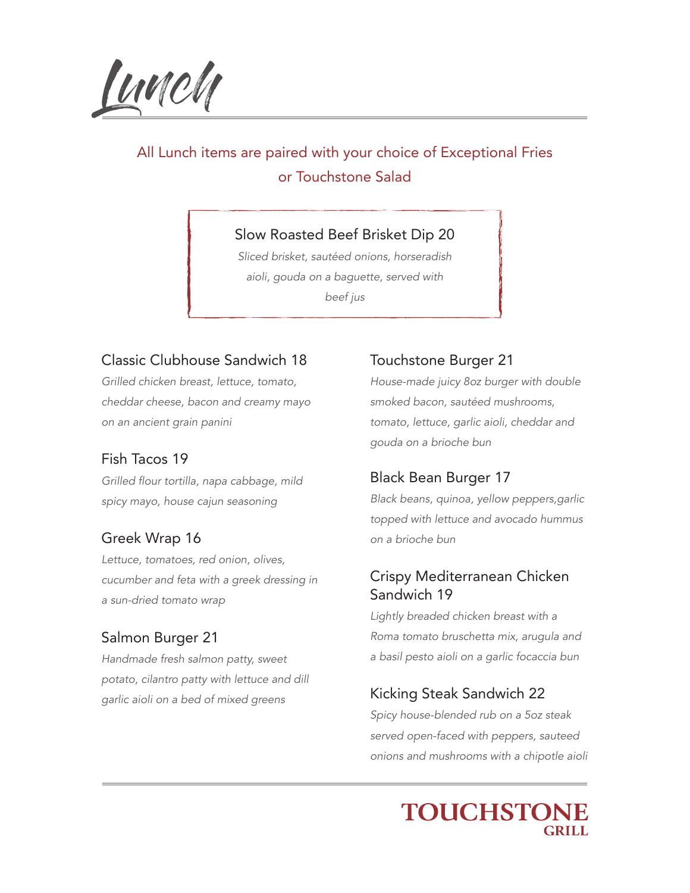# Lunch

All Lunch items are paired with your choice of Exceptional Fries or Touchstone Salad

### Slow Roasted Beef Brisket Dip 20

*Sliced brisket, sautéed onions, horseradish aioli, gouda on a baguette, served with beef jus*

### Classic Clubhouse Sandwich 18

*Grilled chicken breast, lettuce, tomato, cheddar cheese, bacon and creamy mayo on an ancient grain panini*

### Fish Tacos 19

*Grilled flour tortilla, napa cabbage, mild spicy mayo, house cajun seasoning*

### Greek Wrap 16

*Lettuce, tomatoes, red onion, olives, cucumber and feta with a greek dressing in a sun-dried tomato wrap*

### Salmon Burger 21

*Handmade fresh salmon patty, sweet potato, cilantro patty with lettuce and dill garlic aioli on a bed of mixed greens*

### Touchstone Burger 21

*House-made juicy 8oz burger with double smoked bacon, sautéed mushrooms, tomato, lettuce, garlic aioli, cheddar and gouda on a brioche bun*

### Black Bean Burger 17

*Black beans, quinoa, yellow peppers,garlic topped with lettuce and avocado hummus on a brioche bun*

### Crispy Mediterranean Chicken Sandwich 19

*Lightly breaded chicken breast with a Roma tomato bruschetta mix, arugula and a basil pesto aioli on a garlic focaccia bun*

### Kicking Steak Sandwich 22

*Spicy house-blended rub on a 5oz steak served open-faced with peppers, sauteed onions and mushrooms with a chipotle aioli*

**TOUCHSTONE GRILL**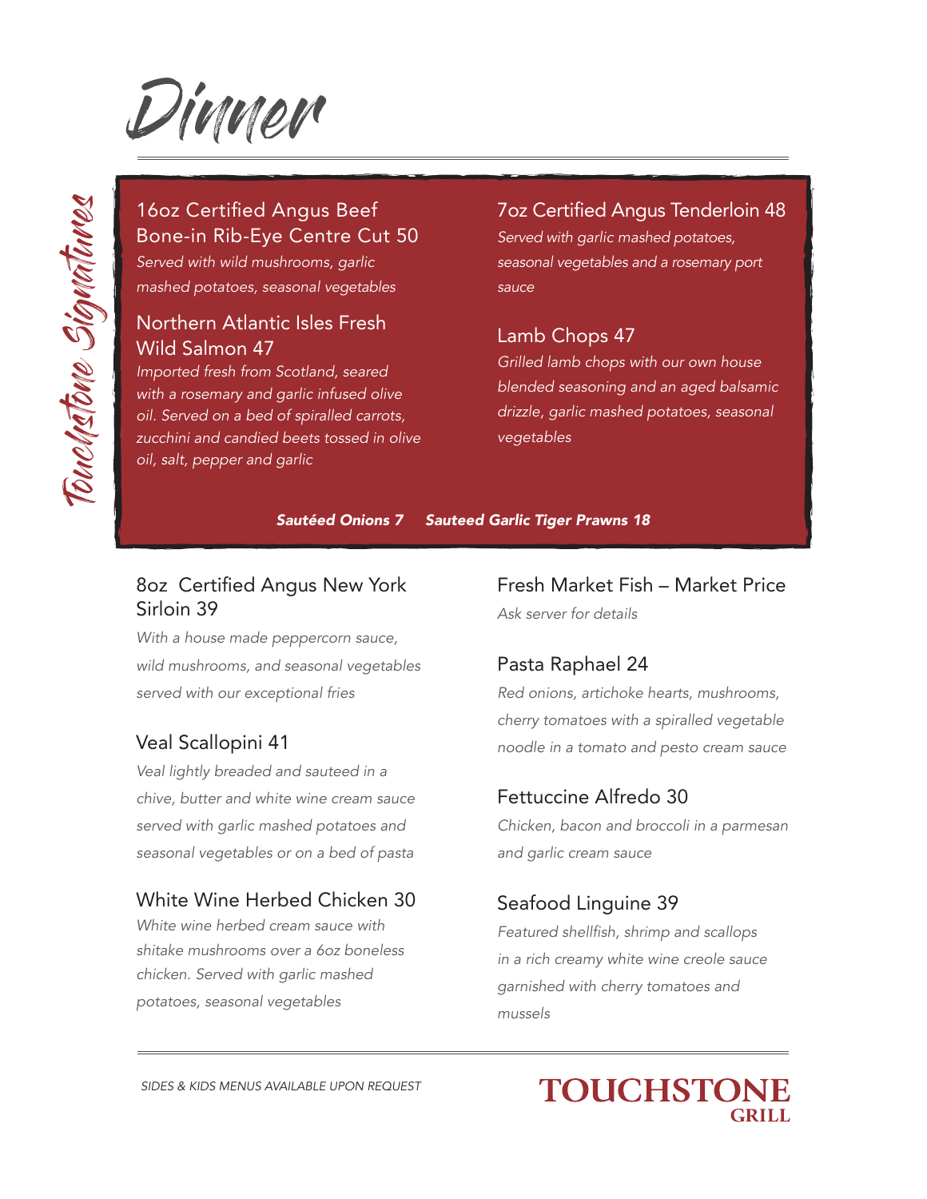# Dinner

## Touchstone Signatures

### 16oz Certified Angus Beef Bone-in Rib-Eye Centre Cut 50

*Served with wild mushrooms, garlic mashed potatoes, seasonal vegetables*

### Northern Atlantic Isles Fresh Wild Salmon 47

*Imported fresh from Scotland, seared with a rosemary and garlic infused olive oil. Served on a bed of spiralled carrots, zucchini and candied beets tossed in olive oil, salt, pepper and garlic*

### 7oz Certified Angus Tenderloin 48

*Served with garlic mashed potatoes, seasonal vegetables and a rosemary port sauce*

### Lamb Chops 47

*Grilled lamb chops with our own house blended seasoning and an aged balsamic drizzle, garlic mashed potatoes, seasonal vegetables*

***Sautéed Onions 7*** ***Sauteed Garlic Tiger Prawns 18***

### 8oz Certified Angus New York Sirloin 39

*With a house made peppercorn sauce, wild mushrooms, and seasonal vegetables served with our exceptional fries*

### Veal Scallopini 41

*Veal lightly breaded and sauteed in a chive, butter and white wine cream sauce served with garlic mashed potatoes and seasonal vegetables or on a bed of pasta*

### White Wine Herbed Chicken 30

*White wine herbed cream sauce with shitake mushrooms over a 6oz boneless chicken. Served with garlic mashed potatoes, seasonal vegetables*

### Fresh Market Fish – Market Price

*Ask server for details*

### Pasta Raphael 24

*Red onions, artichoke hearts, mushrooms, cherry tomatoes with a spiralled vegetable noodle in a tomato and pesto cream sauce*

### Fettuccine Alfredo 30

*Chicken, bacon and broccoli in a parmesan and garlic cream sauce*

### Seafood Linguine 39

*Featured shellfish, shrimp and scallops in a rich creamy white wine creole sauce garnished with cherry tomatoes and mussels*

*SIDES & KIDS MENUS AVAILABLE UPON REQUEST*

**TOUCHSTONE GRILL**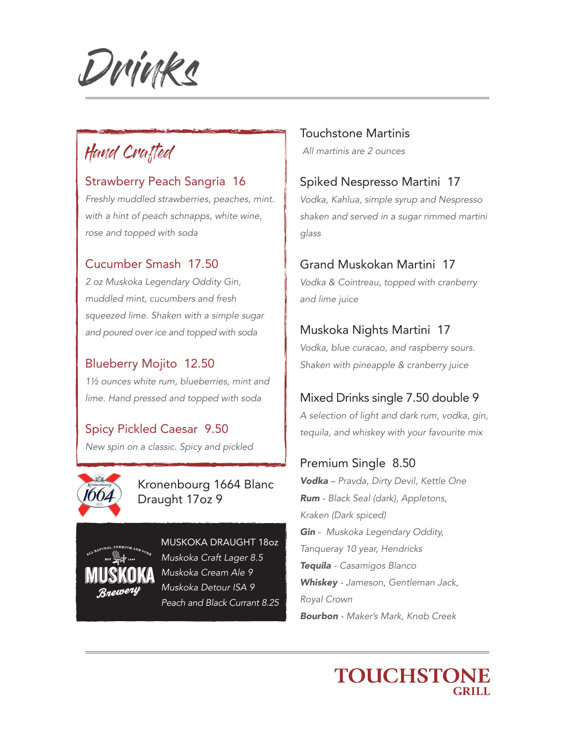# Drinks

## Hand Crafted

### Strawberry Peach Sangria 16

*Freshly muddled strawberries, peaches, mint. with a hint of peach schnapps, white wine, rose and topped with soda*

### Cucumber Smash 17.50

*2 oz Muskoka Legendary Oddity Gin, muddled mint, cucumbers and fresh squeezed lime. Shaken with a simple sugar and poured over ice and topped with soda*

### Blueberry Mojito 12.50

*1½ ounces white rum, blueberries, mint and lime. Hand pressed and topped with soda*

### Spicy Pickled Caesar 9.50

*New spin on a classic. Spicy and pickled*

### Kronenbourg 1664 Blanc Draught 17oz 9

### MUSKOKA DRAUGHT 18oz

*Muskoka Craft Lager 8.5*
*Muskoka Cream Ale 9*
*Muskoka Detour ISA 9*
*Peach and Black Currant 8.25*

## Touchstone Martinis

*All martinis are 2 ounces*

### Spiked Nespresso Martini 17

*Vodka, Kahlua, simple syrup and Nespresso shaken and served in a sugar rimmed martini glass*

### Grand Muskokan Martini 17

*Vodka & Cointreau, topped with cranberry and lime juice*

### Muskoka Nights Martini 17

*Vodka, blue curacao, and raspberry sours. Shaken with pineapple & cranberry juice*

### Mixed Drinks single 7.50 double 9

*A selection of light and dark rum, vodka, gin, tequila, and whiskey with your favourite mix*

### Premium Single 8.50

***Vodka** – Pravda, Dirty Devil, Kettle One*
***Rum** - Black Seal (dark), Appletons, Kraken (Dark spiced)*
***Gin** - Muskoka Legendary Oddity, Tanqueray 10 year, Hendricks*
***Tequila** - Casamigos Blanco*
***Whiskey** - Jameson, Gentleman Jack, Royal Crown*
***Bourbon** - Maker's Mark, Knob Creek*

TOUCHSTONE GRILL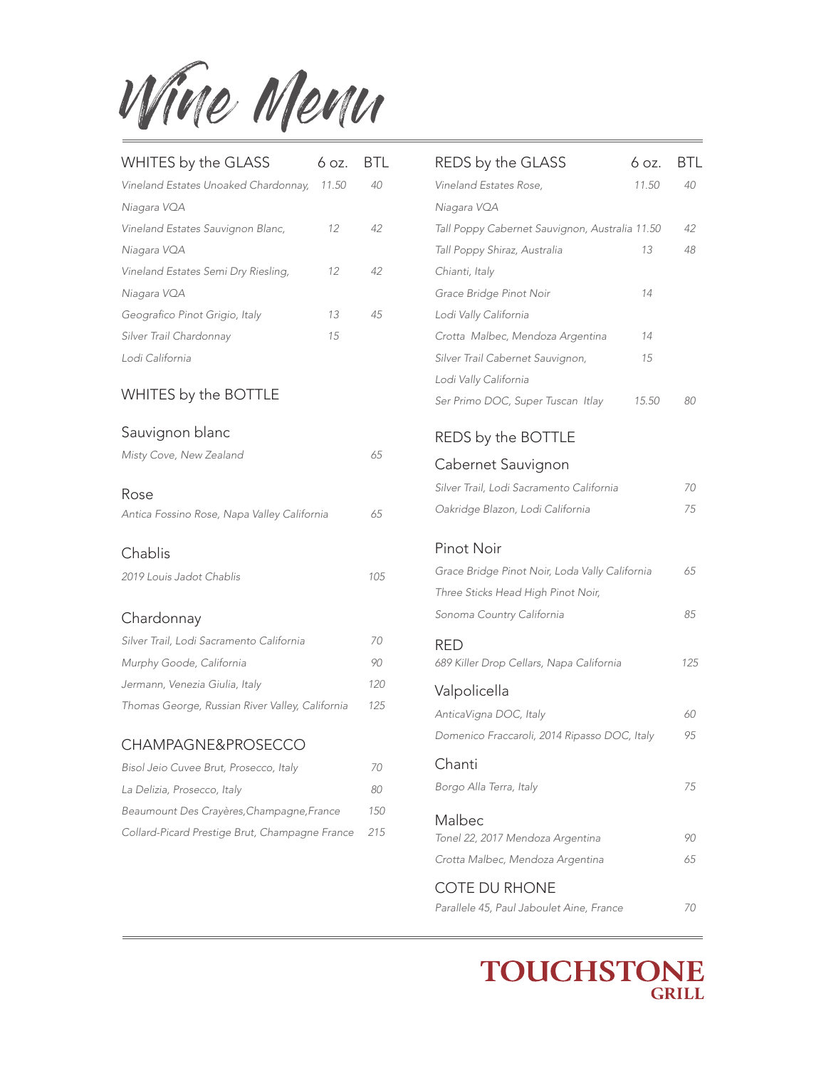# Wine Menu

## WHITES by the GLASS

| WHITES by the GLASS | 6 oz. | BTL |
|---|---|---|
| *Vineland Estates Unoaked Chardonnay, Niagara VQA* | *11.50* | *40* |
| *Vineland Estates Sauvignon Blanc, Niagara VQA* | *12* | *42* |
| *Vineland Estates Semi Dry Riesling, Niagara VQA* | *12* | *42* |
| *Geografico Pinot Grigio, Italy* | *13* | *45* |
| *Silver Trail Chardonnay Lodi California* | *15* | |

## WHITES by the BOTTLE

### Sauvignon blanc

| | |
|---|---|
| *Misty Cove, New Zealand* | *65* |

### Rose

| | |
|---|---|
| *Antica Fossino Rose, Napa Valley California* | *65* |

### Chablis

| | |
|---|---|
| *2019 Louis Jadot Chablis* | *105* |

### Chardonnay

| | |
|---|---|
| *Silver Trail, Lodi Sacramento California* | *70* |
| *Murphy Goode, California* | *90* |
| *Jermann, Venezia Giulia, Italy* | *120* |
| *Thomas George, Russian River Valley, California* | *125* |

## CHAMPAGNE&PROSECCO

| | |
|---|---|
| *Bisol Jeio Cuvee Brut, Prosecco, Italy* | *70* |
| *La Delizia, Prosecco, Italy* | *80* |
| *Beaumount Des Crayères,Champagne,France* | *150* |
| *Collard-Picard Prestige Brut, Champagne France* | *215* |

## REDS by the GLASS

| REDS by the GLASS | 6 oz. | BTL |
|---|---|---|
| *Vineland Estates Rose, Niagara VQA* | *11.50* | *40* |
| *Tall Poppy Cabernet Sauvignon, Australia* | *11.50* | *42* |
| *Tall Poppy Shiraz, Australia* | *13* | *48* |
| *Chianti, Italy* | | |
| *Grace Bridge Pinot Noir Lodi Vally California* | *14* | |
| *Crotta Malbec, Mendoza Argentina* | *14* | |
| *Silver Trail Cabernet Sauvignon, Lodi Vally California* | *15* | |
| *Ser Primo DOC, Super Tuscan Itlay* | *15.50* | *80* |

## REDS by the BOTTLE

### Cabernet Sauvignon

| | |
|---|---|
| *Silver Trail, Lodi Sacramento California* | *70* |
| *Oakridge Blazon, Lodi California* | *75* |

### Pinot Noir

| | |
|---|---|
| *Grace Bridge Pinot Noir, Loda Vally California* | *65* |
| *Three Sticks Head High Pinot Noir, Sonoma Country California* | *85* |

### RED

| | |
|---|---|
| *689 Killer Drop Cellars, Napa California* | *125* |

### Valpolicella

| | |
|---|---|
| *AnticaVigna DOC, Italy* | *60* |
| *Domenico Fraccaroli, 2014 Ripasso DOC, Italy* | *95* |

### Chanti

| | |
|---|---|
| *Borgo Alla Terra, Italy* | *75* |

### Malbec

| | |
|---|---|
| *Tonel 22, 2017 Mendoza Argentina* | *90* |
| *Crotta Malbec, Mendoza Argentina* | *65* |

### COTE DU RHONE

| | |
|---|---|
| *Parallele 45, Paul Jaboulet Aine, France* | *70* |

**TOUCHSTONE GRILL**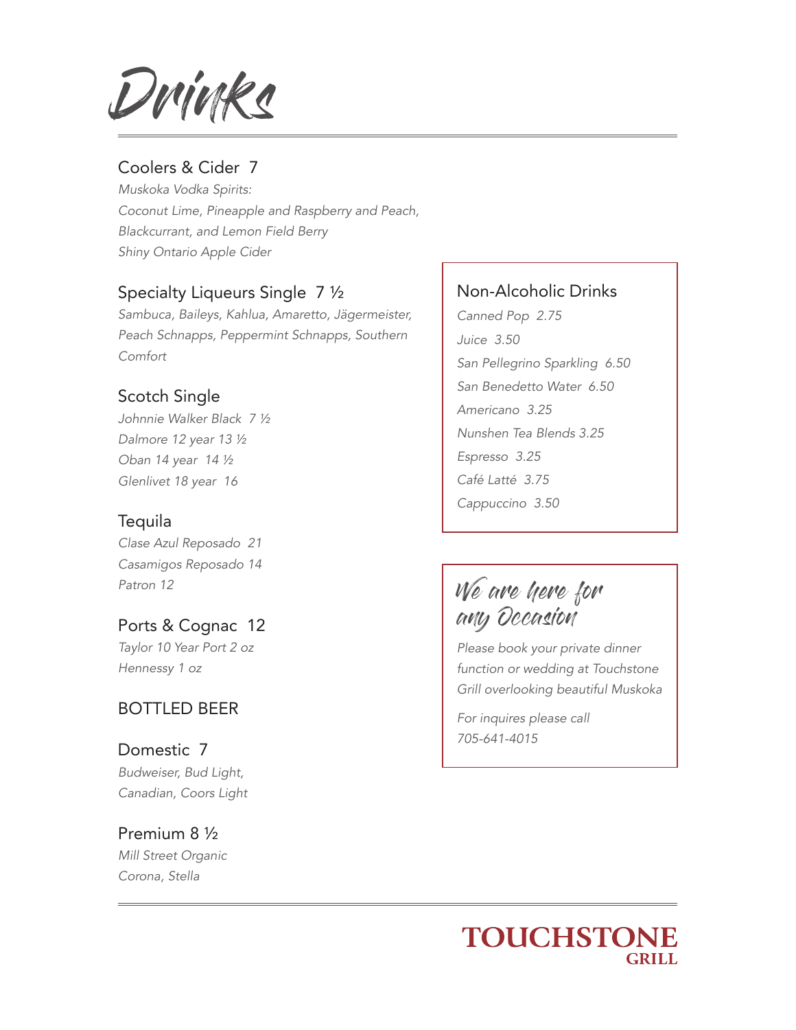# Drinks

## Coolers & Cider 7

*Muskoka Vodka Spirits:*
*Coconut Lime, Pineapple and Raspberry and Peach, Blackcurrant, and Lemon Field Berry*
*Shiny Ontario Apple Cider*

## Specialty Liqueurs Single 7 ½

*Sambuca, Baileys, Kahlua, Amaretto, Jägermeister, Peach Schnapps, Peppermint Schnapps, Southern Comfort*

## Scotch Single

*Johnnie Walker Black 7 ½*
*Dalmore 12 year 13 ½*
*Oban 14 year 14 ½*
*Glenlivet 18 year 16*

## Tequila

*Clase Azul Reposado 21*
*Casamigos Reposado 14*
*Patron 12*

## Ports & Cognac 12

*Taylor 10 Year Port 2 oz*
*Hennessy 1 oz*

## BOTTLED BEER

## Domestic 7

*Budweiser, Bud Light, Canadian, Coors Light*

## Premium 8 ½

*Mill Street Organic*
*Corona, Stella*

## Non-Alcoholic Drinks

*Canned Pop 2.75*
*Juice 3.50*
*San Pellegrino Sparkling 6.50*
*San Benedetto Water 6.50*
*Americano 3.25*
*Nunshen Tea Blends 3.25*
*Espresso 3.25*
*Café Latté 3.75*
*Cappuccino 3.50*

## We are here for any Occasion

*Please book your private dinner function or wedding at Touchstone Grill overlooking beautiful Muskoka*

*For inquires please call 705-641-4015*

**TOUCHSTONE GRILL**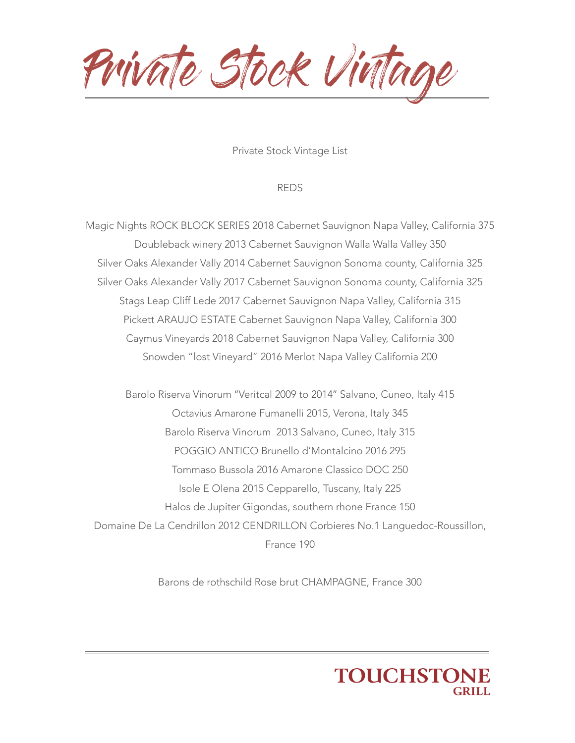# Private Stock Vintage

Private Stock Vintage List

REDS

Magic Nights ROCK BLOCK SERIES 2018 Cabernet Sauvignon Napa Valley, California 375
Doubleback winery 2013 Cabernet Sauvignon Walla Walla Valley 350
Silver Oaks Alexander Vally 2014 Cabernet Sauvignon Sonoma county, California 325
Silver Oaks Alexander Vally 2017 Cabernet Sauvignon Sonoma county, California 325
Stags Leap Cliff Lede 2017 Cabernet Sauvignon Napa Valley, California 315
Pickett ARAUJO ESTATE Cabernet Sauvignon Napa Valley, California 300
Caymus Vineyards 2018 Cabernet Sauvignon Napa Valley, California 300
Snowden "lost Vineyard" 2016 Merlot Napa Valley California 200

Barolo Riserva Vinorum "Veritcal 2009 to 2014" Salvano, Cuneo, Italy 415
Octavius Amarone Fumanelli 2015, Verona, Italy 345
Barolo Riserva Vinorum 2013 Salvano, Cuneo, Italy 315
POGGIO ANTICO Brunello d'Montalcino 2016 295
Tommaso Bussola 2016 Amarone Classico DOC 250
Isole E Olena 2015 Cepparello, Tuscany, Italy 225
Halos de Jupiter Gigondas, southern rhone France 150
Domaine De La Cendrillon 2012 CENDRILLON Corbieres No.1 Languedoc-Roussillon, France 190

Barons de rothschild Rose brut CHAMPAGNE, France 300

TOUCHSTONE GRILL